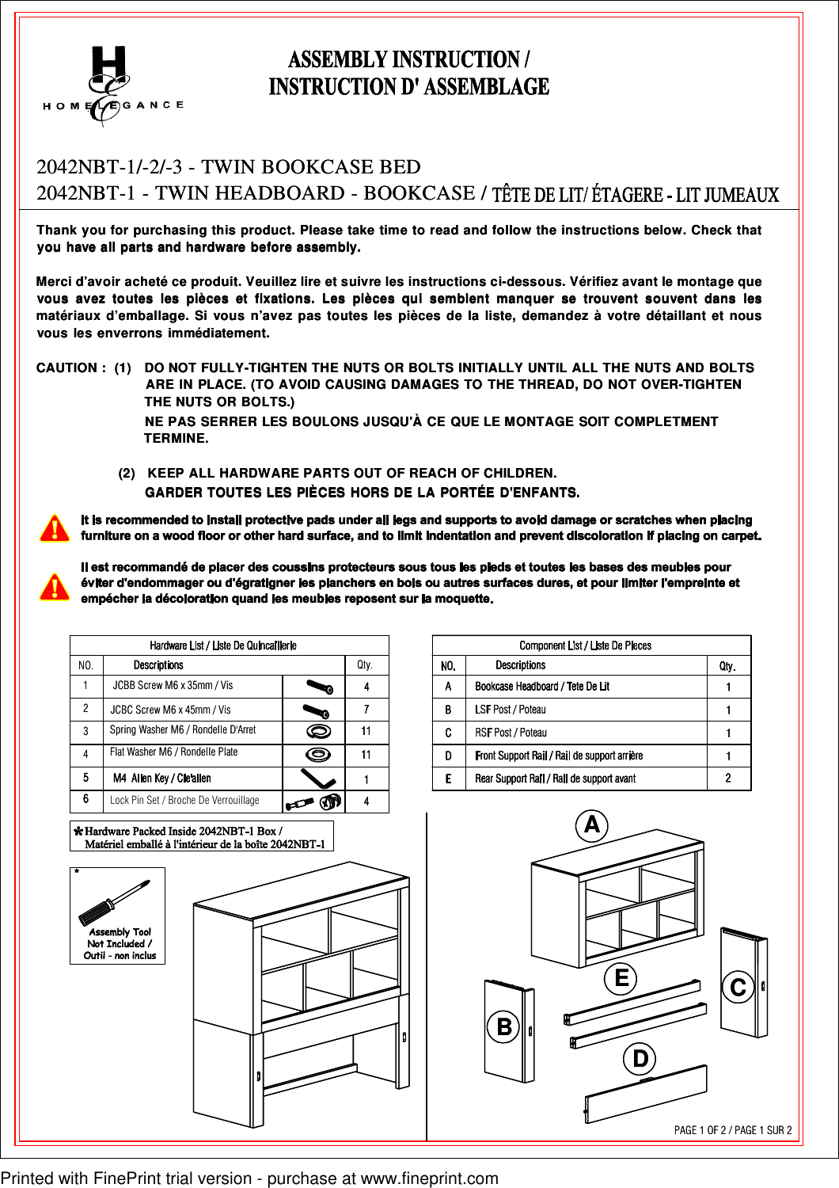HOMELEGANCE

# ASSEMBLY INSTRUCTION / INSTRUCTION D' ASSEMBLAGE

## 2042NBT-1/-2/-3 - TWIN BOOKCASE BED

## 2042NBT-1 - TWIN HEADBOARD - BOOKCASE / TÊTE DE LIT/ ÉTAGERE - LIT JUMEAUX

**Thank you for purchasing this product. Please take time to read and follow the instructions below. Check that you have all parts and hardware before assembly.**

**Merci d'avoir acheté ce produit. Veuillez lire et suivre les instructions ci-dessous. Vérifiez avant le montage que vous avez toutes les pièces et fixations. Les pièces qui semblent manquer se trouvent souvent dans les matériaux d'emballage. Si vous n'avez pas toutes les pièces de la liste, demandez à votre détaillant et nous vous les enverrons immédiatement.**

**CAUTION : (1) DO NOT FULLY-TIGHTEN THE NUTS OR BOLTS INITIALLY UNTIL ALL THE NUTS AND BOLTS ARE IN PLACE. (TO AVOID CAUSING DAMAGES TO THE THREAD, DO NOT OVER-TIGHTEN THE NUTS OR BOLTS.)**

**NE PAS SERRER LES BOULONS JUSQU'À CE QUE LE MONTAGE SOIT COMPLETMENT TERMINE.**

**(2) KEEP ALL HARDWARE PARTS OUT OF REACH OF CHILDREN.**

**GARDER TOUTES LES PIÈCES HORS DE LA PORTÉE D'ENFANTS.**

**It is recommended to install protective pads under all legs and supports to avoid damage or scratches when placing furniture on a wood floor or other hard surface, and to limit indentation and prevent discoloration if placing on carpet.**

**Il est recommandé de placer des coussins protecteurs sous tous les pieds et toutes les bases des meubles pour éviter d'endommager ou d'égratigner les planchers en bois ou autres surfaces dures, et pour limiter l'empreinte et empêcher la décoloration quand les meubles reposent sur la moquette.**

| Hardware List / Liste De Quincaillerie | | |
|---|---|---|
| NO. | Descriptions | Qty. |
| 1 | JCBB Screw M6 x 35mm / Vis | 4 |
| 2 | JCBC Screw M6 x 45mm / Vis | 7 |
| 3 | Spring Washer M6 / Rondelle D'Arret | 11 |
| 4 | Flat Washer M6 / Rondelle Plate | 11 |
| 5 | M4 Allen Key / Cle'allen | 1 |
| 6 | Lock Pin Set / Broche De Verrouillage | 4 |

| Component List / Liste De Pieces | | |
|---|---|---|
| NO. | Descriptions | Qty. |
| A | Bookcase Headboard / Tete De Lit | 1 |
| B | LSF Post / Poteau | 1 |
| C | RSF Post / Poteau | 1 |
| D | Front Support Rail / Rail de support arrière | 1 |
| E | Rear Support Rail / Rail de support avant | 2 |

✽ Hardware Packed Inside 2042NBT-1 Box / Matériel emballé à l'intérieur de la boîte 2042NBT-1

\* Assembly Tool Not Included / Outil - non inclus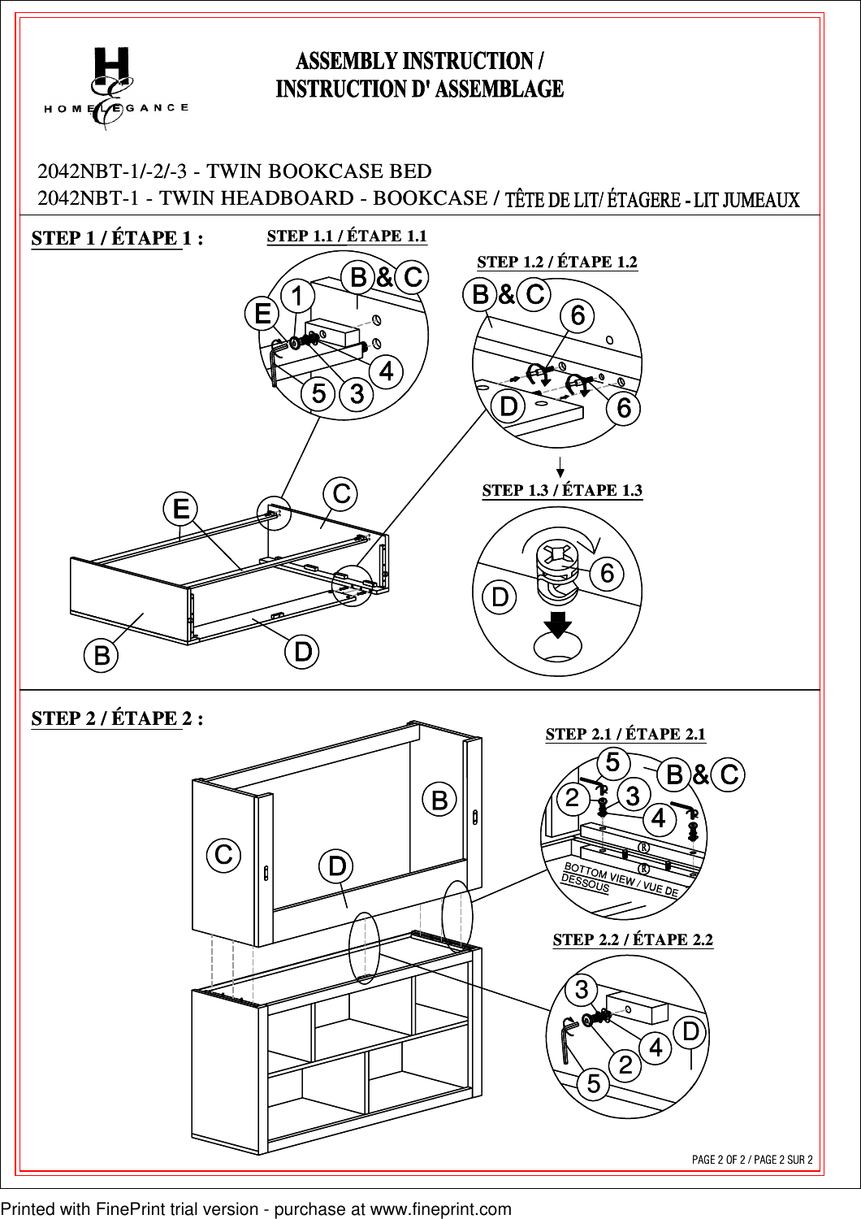# ASSEMBLY INSTRUCTION / INSTRUCTION D' ASSEMBLAGE

HOMELEGANCE

2042NBT-1/-2/-3 - TWIN BOOKCASE BED

2042NBT-1 - TWIN HEADBOARD - BOOKCASE / TÊTE DE LIT/ ÉTAGERE - LIT JUMEAUX

## STEP 1 / ÉTAPE 1 :

STEP 1.1 / ÉTAPE 1.1

STEP 1.2 / ÉTAPE 1.2

STEP 1.3 / ÉTAPE 1.3

## STEP 2 / ÉTAPE 2 :

STEP 2.1 / ÉTAPE 2.1

BOTTOM VIEW / VUE DE DESSOUS

STEP 2.2 / ÉTAPE 2.2

Printed with FinePrint trial version - purchase at www.fineprint.com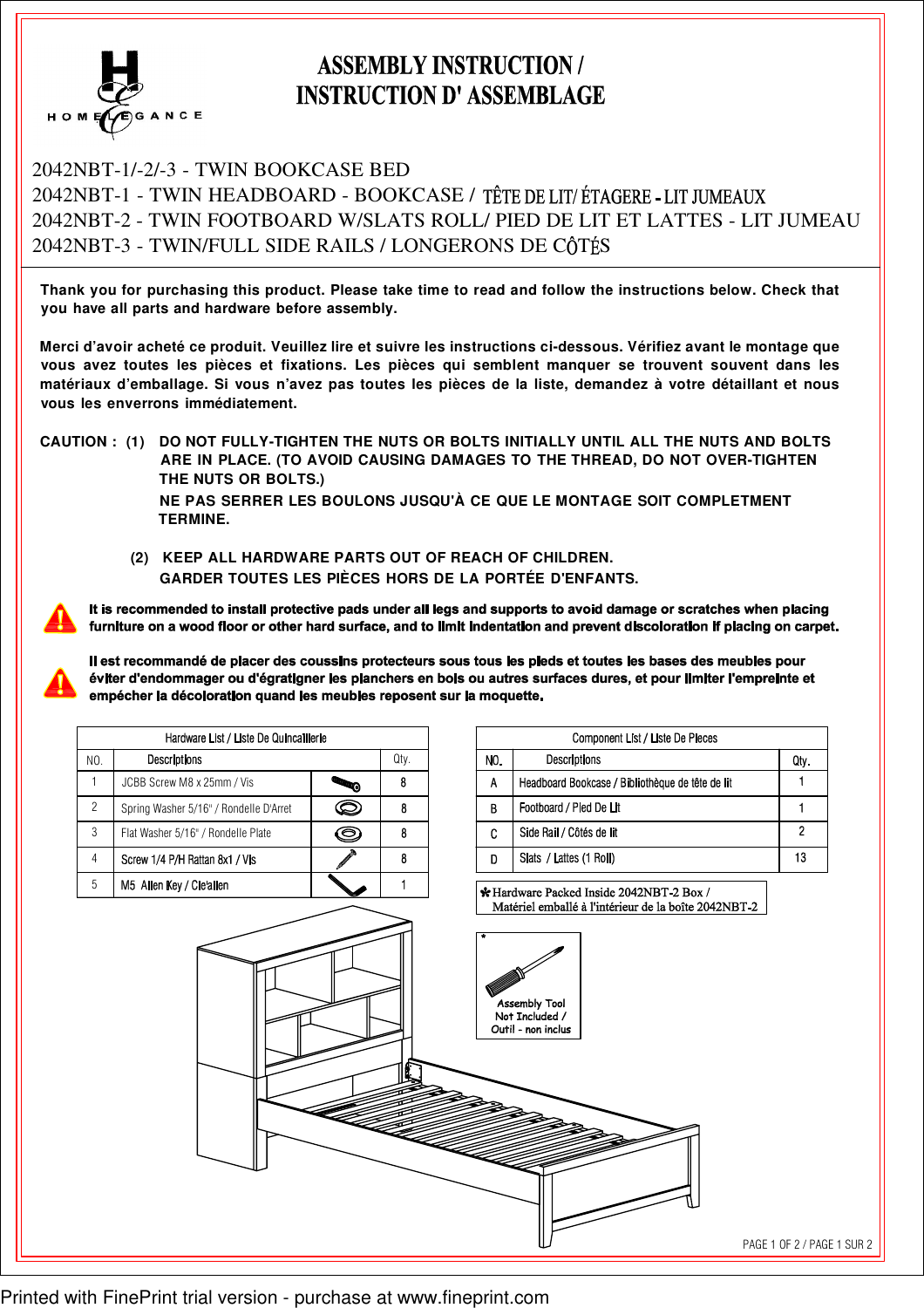# ASSEMBLY INSTRUCTION / INSTRUCTION D' ASSEMBLAGE

HOMELEGANCE

2042NBT-1/-2/-3 - TWIN BOOKCASE BED
2042NBT-1 - TWIN HEADBOARD - BOOKCASE / TÊTE DE LIT/ ÉTAGERE - LIT JUMEAUX
2042NBT-2 - TWIN FOOTBOARD W/SLATS ROLL/ PIED DE LIT ET LATTES - LIT JUMEAU
2042NBT-3 - TWIN/FULL SIDE RAILS / LONGERONS DE CÔTÉS

**Thank you for purchasing this product. Please take time to read and follow the instructions below. Check that you have all parts and hardware before assembly.**

**Merci d'avoir acheté ce produit. Veuillez lire et suivre les instructions ci-dessous. Vérifiez avant le montage que vous avez toutes les pièces et fixations. Les pièces qui semblent manquer se trouvent souvent dans les matériaux d'emballage. Si vous n'avez pas toutes les pièces de la liste, demandez à votre détaillant et nous vous les enverrons immédiatement.**

**CAUTION : (1) DO NOT FULLY-TIGHTEN THE NUTS OR BOLTS INITIALLY UNTIL ALL THE NUTS AND BOLTS ARE IN PLACE. (TO AVOID CAUSING DAMAGES TO THE THREAD, DO NOT OVER-TIGHTEN THE NUTS OR BOLTS.)**

**NE PAS SERRER LES BOULONS JUSQU'À CE QUE LE MONTAGE SOIT COMPLETMENT TERMINE.**

**(2) KEEP ALL HARDWARE PARTS OUT OF REACH OF CHILDREN.**
**GARDER TOUTES LES PIÈCES HORS DE LA PORTÉE D'ENFANTS.**

**It is recommended to install protective pads under all legs and supports to avoid damage or scratches when placing furniture on a wood floor or other hard surface, and to limit indentation and prevent discoloration if placing on carpet.**

**Il est recommandé de placer des coussins protecteurs sous tous les pieds et toutes les bases des meubles pour éviter d'endommager ou d'égratigner les planchers en bois ou autres surfaces dures, et pour limiter l'empreinte et empécher la décoloration quand les meubles reposent sur la moquette.**

| Hardware List / Liste De Quincaillerie | | |
|---|---|---|
| NO. | Descriptions | Qty. |
| 1 | JCBB Screw M8 x 25mm / Vis | 8 |
| 2 | Spring Washer 5/16" / Rondelle D'Arret | 8 |
| 3 | Flat Washer 5/16" / Rondelle Plate | 8 |
| 4 | Screw 1/4 P/H Rattan 8x1 / Vis | 8 |
| 5 | M5 Allen Key / Cle'allen | 1 |

| Component List / Liste De Pieces | | |
|---|---|---|
| NO. | Descriptions | Qty. |
| A | Headboard Bookcase / Bibliothèque de tête de lit | 1 |
| B | Footboard / Pied De Lit | 1 |
| C | Side Rail / Côtés de lit | 2 |
| D | Slats / Lattes (1 Roll) | 13 |

✱ Hardware Packed Inside 2042NBT-2 Box / Matériel emballé à l'intérieur de la boîte 2042NBT-2

* Assembly Tool Not Included / Outil - non inclus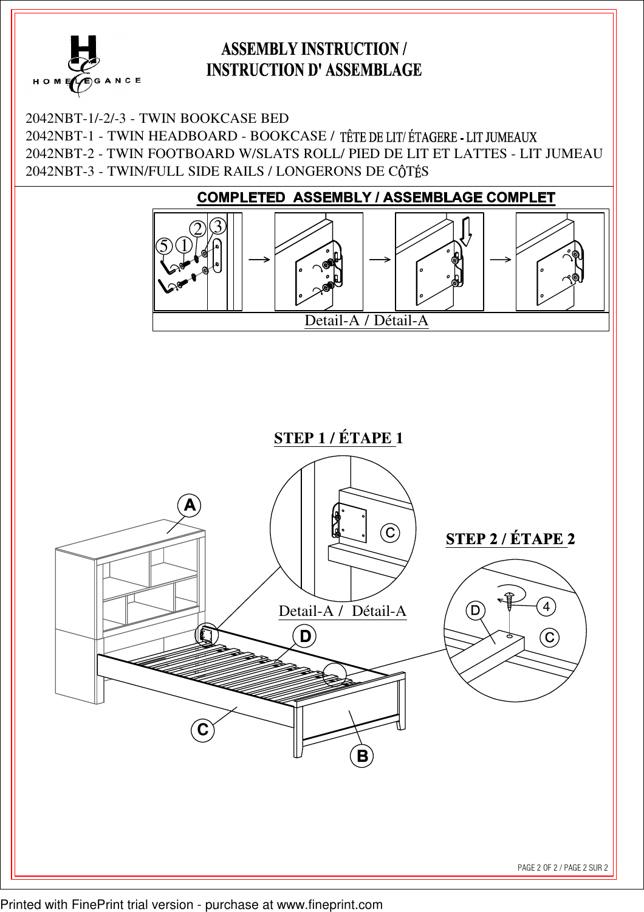# ASSEMBLY INSTRUCTION / INSTRUCTION D' ASSEMBLAGE

HOMELEGANCE

2042NBT-1/-2/-3 - TWIN BOOKCASE BED
2042NBT-1 - TWIN HEADBOARD - BOOKCASE / TÊTE DE LIT/ ÉTAGERE - LIT JUMEAUX
2042NBT-2 - TWIN FOOTBOARD W/SLATS ROLL/ PIED DE LIT ET LATTES - LIT JUMEAU
2042NBT-3 - TWIN/FULL SIDE RAILS / LONGERONS DE CÔTÉS

## COMPLETED ASSEMBLY / ASSEMBLAGE COMPLET

5 1 2 3

Detail-A / Détail-A

## STEP 1 / ÉTAPE 1

C

Detail-A / Détail-A

## STEP 2 / ÉTAPE 2

D 4 C

A

D

C

B

Printed with FinePrint trial version - purchase at www.fineprint.com